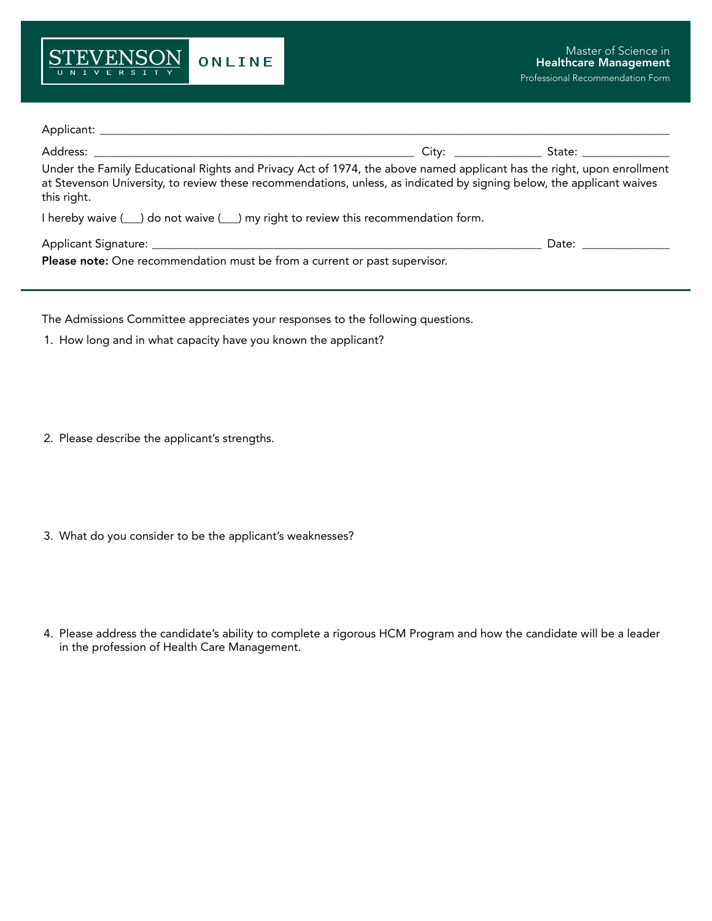STEVENSON UNIVERSITY ONLINE

Master of Science in
**Healthcare Management**
Professional Recommendation Form

Applicant: ____________________________________________________________________________________________

Address: ______________________________________________________ City: ______________ State: ______________

Under the Family Educational Rights and Privacy Act of 1974, the above named applicant has the right, upon enrollment at Stevenson University, to review these recommendations, unless, as indicated by signing below, the applicant waives this right.

I hereby waive (___) do not waive (___) my right to review this recommendation form.

Applicant Signature: _________________________________________________________________ Date: ______________

**Please note:** One recommendation must be from a current or past supervisor.

---

The Admissions Committee appreciates your responses to the following questions.

1. How long and in what capacity have you known the applicant?

2. Please describe the applicant's strengths.

3. What do you consider to be the applicant's weaknesses?

4. Please address the candidate's ability to complete a rigorous HCM Program and how the candidate will be a leader in the profession of Health Care Management.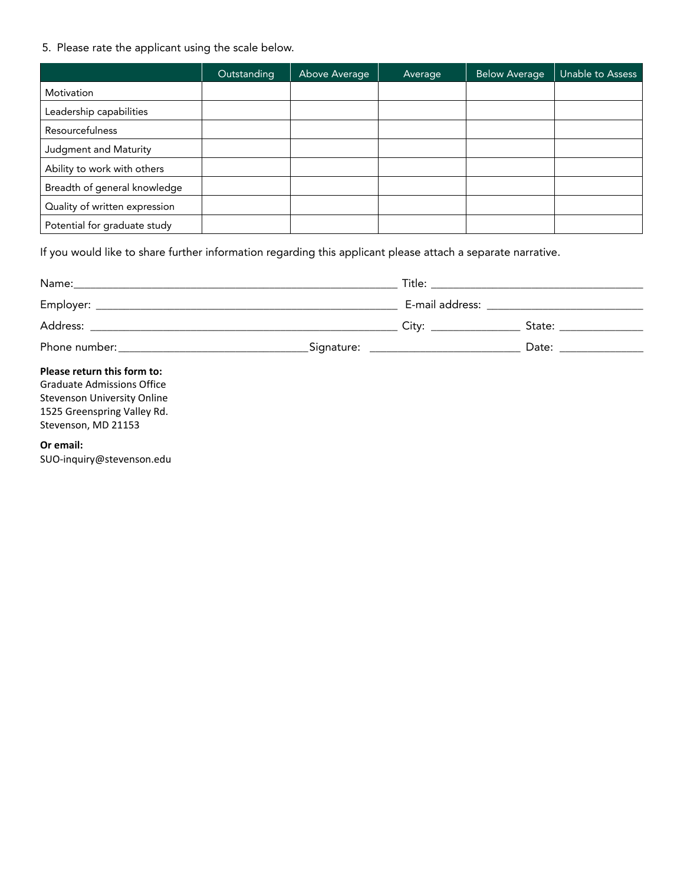5. Please rate the applicant using the scale below.

| | Outstanding | Above Average | Average | Below Average | Unable to Assess |
|---|---|---|---|---|---|
| Motivation | | | | | |
| Leadership capabilities | | | | | |
| Resourcefulness | | | | | |
| Judgment and Maturity | | | | | |
| Ability to work with others | | | | | |
| Breadth of general knowledge | | | | | |
| Quality of written expression | | | | | |
| Potential for graduate study | | | | | |

If you would like to share further information regarding this applicant please attach a separate narrative.

Name:_______________________________________________ Title: ______________________________

Employer: ___________________________________________ E-mail address: ______________________

Address: ____________________________________________ City: ____________ State: ____________

Phone number:___________________________Signature: ______________________ Date: ____________

**Please return this form to:**
Graduate Admissions Office
Stevenson University Online
1525 Greenspring Valley Rd.
Stevenson, MD 21153

**Or email:**
SUO-inquiry@stevenson.edu